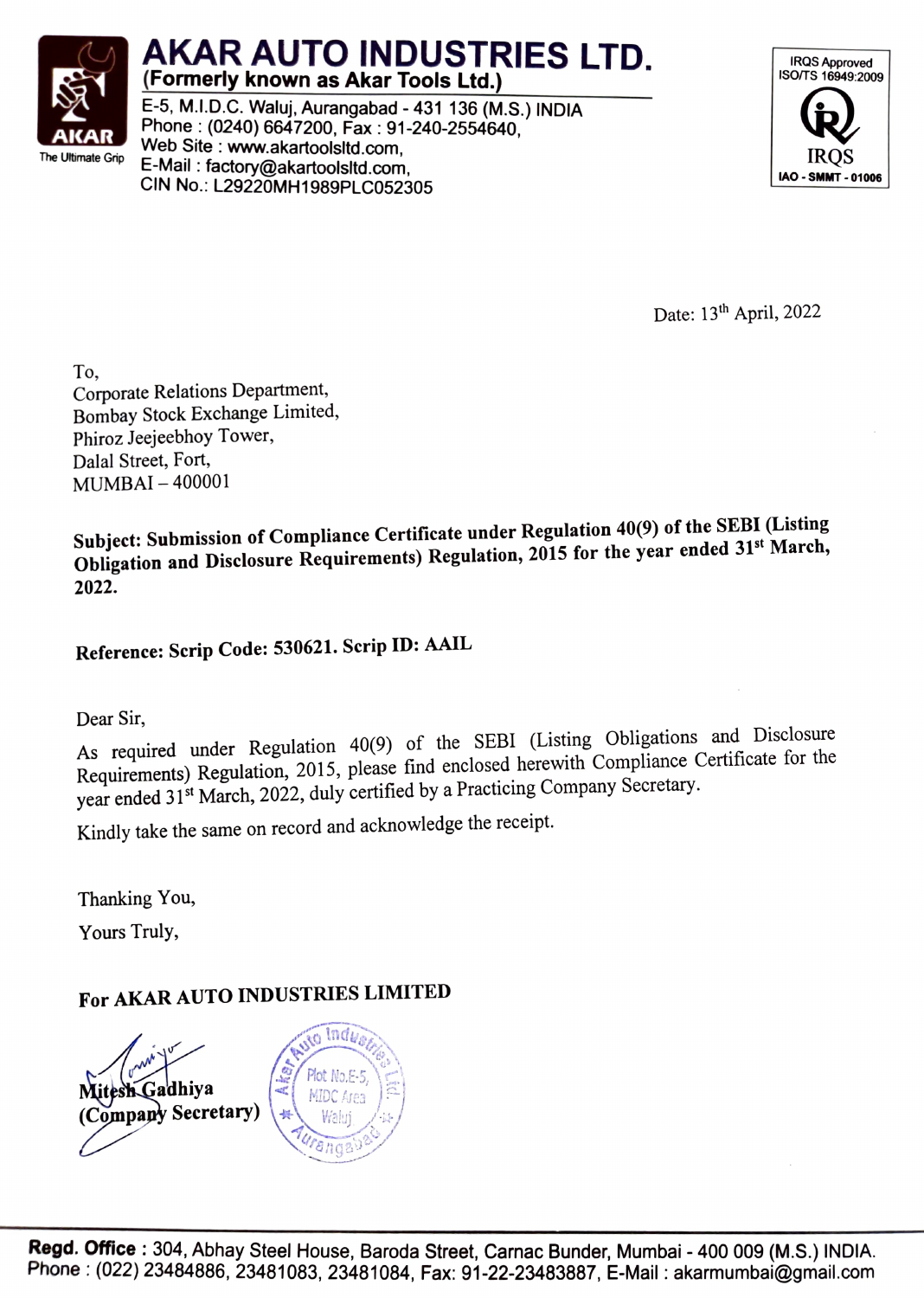# AKAR AUTO INDUSTRIES LTD.

**(Formerly known as Akar Tools Ltd.)**

E-5, M.I.D.C. Waluj, Aurangabad - 431 136 (M.S.) INDIA
Phone : (0240) 6647200, Fax : 91-240-2554640,
Web Site : www.akartoolsltd.com,
E-Mail : factory@akartoolsltd.com,
CIN No.: L29220MH1989PLC052305

AKAR
The Ultimate Grip

IRQS Approved
ISO/TS 16949:2009
IRQS
IAO - SMMT - 01006

Date: 13th April, 2022

To,
Corporate Relations Department,
Bombay Stock Exchange Limited,
Phiroz Jeejeebhoy Tower,
Dalal Street, Fort,
MUMBAI – 400001

**Subject: Submission of Compliance Certificate under Regulation 40(9) of the SEBI (Listing Obligation and Disclosure Requirements) Regulation, 2015 for the year ended 31st March, 2022.**

**Reference: Scrip Code: 530621. Scrip ID: AAIL**

Dear Sir,

As required under Regulation 40(9) of the SEBI (Listing Obligations and Disclosure Requirements) Regulation, 2015, please find enclosed herewith Compliance Certificate for the year ended 31st March, 2022, duly certified by a Practicing Company Secretary.

Kindly take the same on record and acknowledge the receipt.

Thanking You,

Yours Truly,

**For AKAR AUTO INDUSTRIES LIMITED**

**Mitesh Gadhiya**
**(Company Secretary)**

Akar Auto Industries Ltd.
Plot No.E-5,
MIDC Area
Waluj
Aurangabad

**Regd. Office** : 304, Abhay Steel House, Baroda Street, Carnac Bunder, Mumbai - 400 009 (M.S.) INDIA.
Phone : (022) 23484886, 23481083, 23481084, Fax: 91-22-23483887, E-Mail : akarmumbai@gmail.com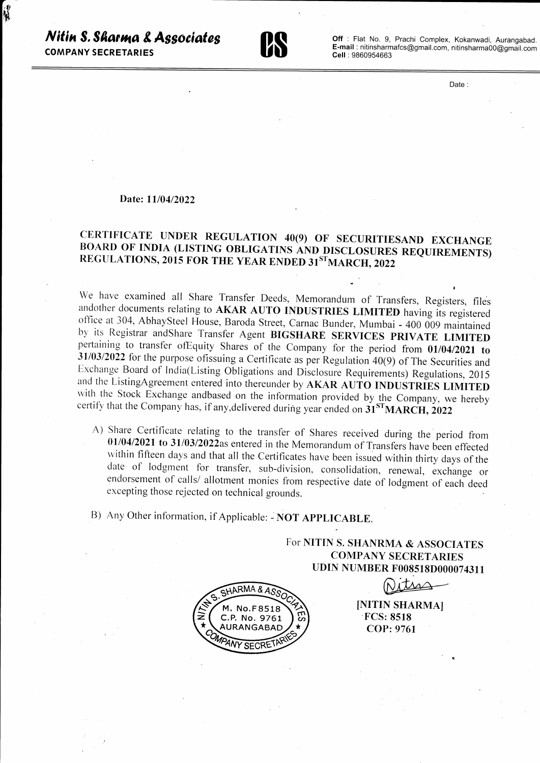# Nitin S. Sharma & Associates

**COMPANY SECRETARIES**

**Off** : Flat No. 9, Prachi Complex, Kokanwadi, Aurangabad.
**E-mail** : nitinsharmafcs@gmail.com, nitinsharma00@gmail.com
**Cell** : 9860954663

Date :

**Date: 11/04/2022**

**CERTIFICATE UNDER REGULATION 40(9) OF SECURITIESAND EXCHANGE BOARD OF INDIA (LISTING OBLIGATINS AND DISCLOSURES REQUIREMENTS) REGULATIONS, 2015 FOR THE YEAR ENDED 31ST MARCH, 2022**

We have examined all Share Transfer Deeds, Memorandum of Transfers, Registers, files andother documents relating to **AKAR AUTO INDUSTRIES LIMITED** having its registered office at 304, AbhaySteel House, Baroda Street, Carnac Bunder, Mumbai - 400 009 maintained by its Registrar andShare Transfer Agent **BIGSHARE SERVICES PRIVATE LIMITED** pertaining to transfer ofEquity Shares of the Company for the period from **01/04/2021 to 31/03/2022** for the purpose ofissuing a Certificate as per Regulation 40(9) of The Securities and Exchange Board of India(Listing Obligations and Disclosure Requirements) Regulations, 2015 and the ListingAgreement entered into thereunder by **AKAR AUTO INDUSTRIES LIMITED** with the Stock Exchange andbased on the information provided by the Company, we hereby certify that the Company has, if any,delivered during year ended on **31ST MARCH, 2022**

A) Share Certificate relating to the transfer of Shares received during the period from **01/04/2021 to 31/03/2022**as entered in the Memorandum of Transfers have been effected within fifteen days and that all the Certificates have been issued within thirty days of the date of lodgment for transfer, sub-division, consolidation, renewal, exchange or endorsement of calls/ allotment monies from respective date of lodgment of each deed excepting those rejected on technical grounds.

B) Any Other information, if Applicable: - **NOT APPLICABLE.**

For **NITIN S. SHANRMA & ASSOCIATES**
**COMPANY SECRETARIES**
**UDIN NUMBER F008518D000074311**

NITIN S. SHARMA & ASSOCIATES
M. No.F8518
C.P. No. 9761
AURANGABAD
COMPANY SECRETARIES

**[NITIN SHARMA]**
**FCS: 8518**
**COP: 9761**